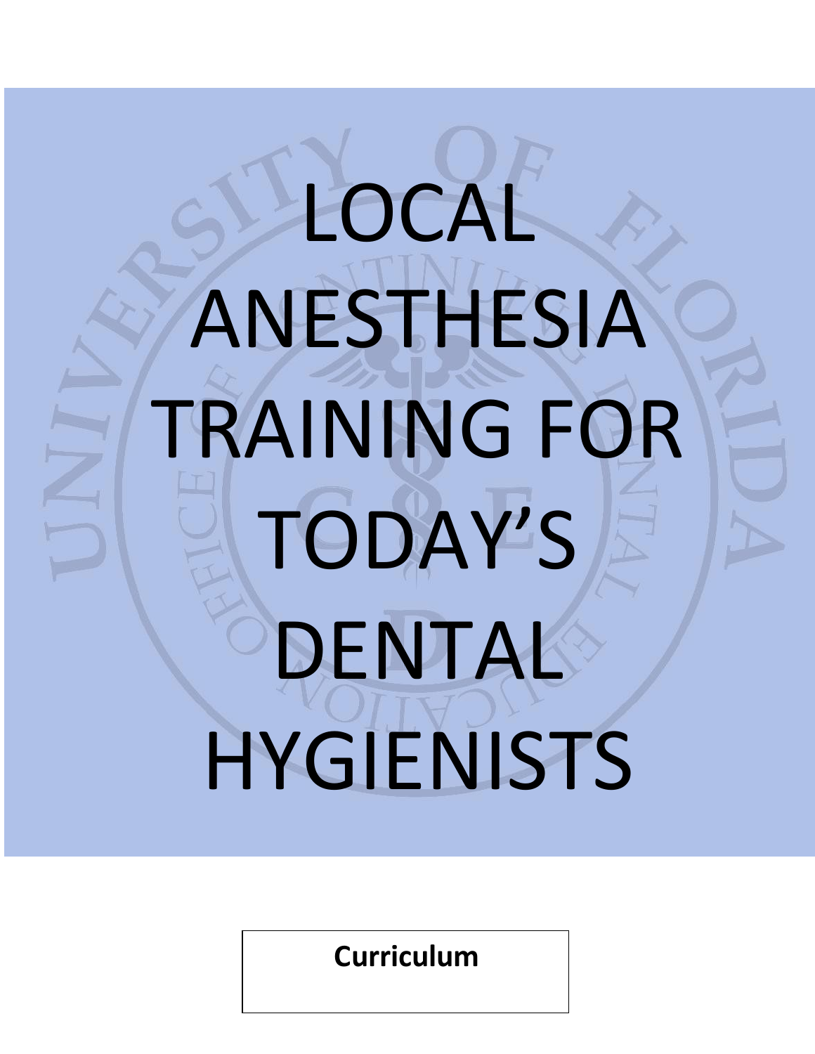# LOCAL ANESTHESIA TRAINING FOR TODAY'S DENTAL HYGIENISTS

**Curriculum**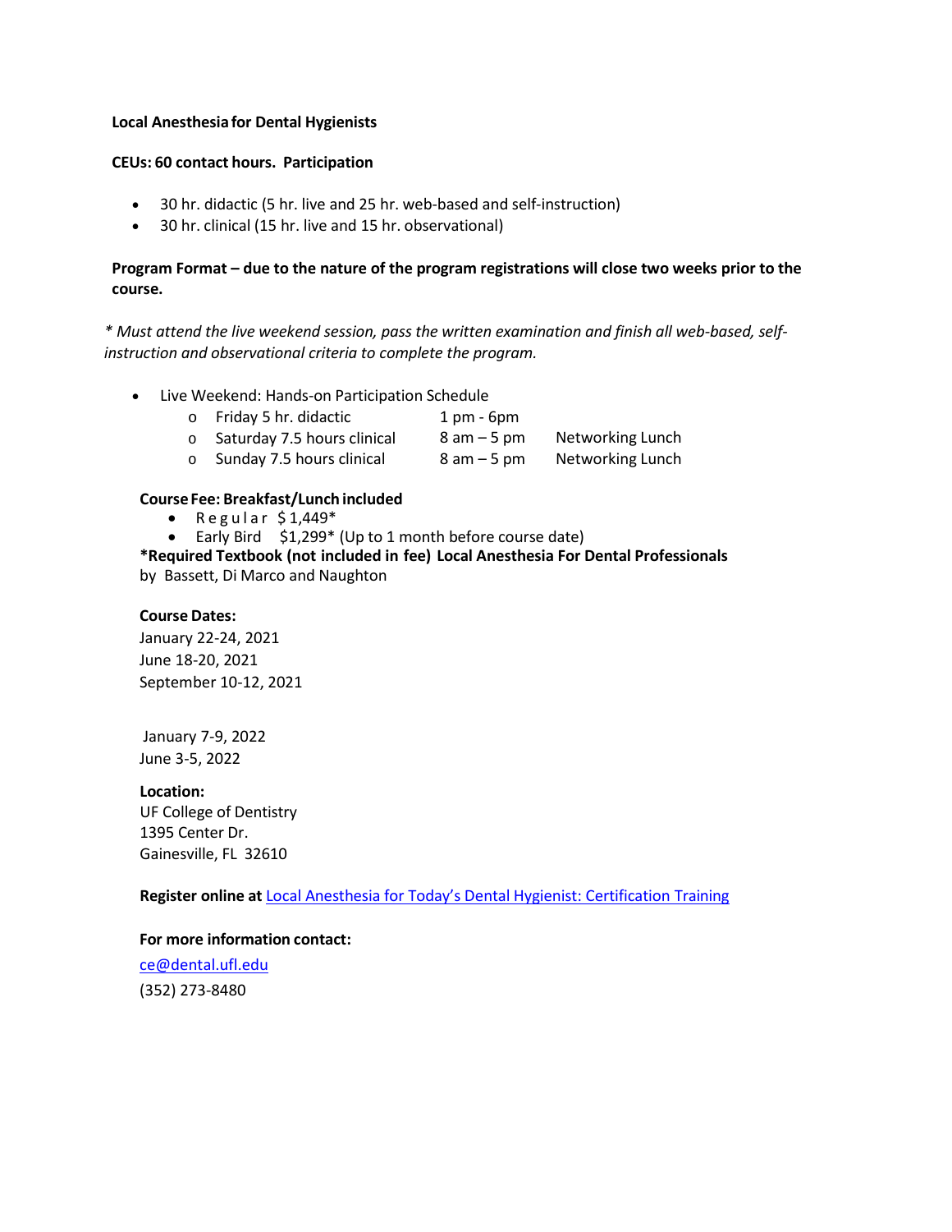**Local Anesthesia for Dental Hygienists**

**CEUs: 60 contact hours. Participation**

- 30 hr. didactic (5 hr. live and 25 hr. web-based and self-instruction)
- 30 hr. clinical (15 hr. live and 15 hr. observational)

**Program Format – due to the nature of the program registrations will close two weeks prior to the course.**

*\* Must attend the live weekend session, pass the written examination and finish all web-based, self-instruction and observational criteria to complete the program.*

- Live Weekend: Hands-on Participation Schedule
  - Friday 5 hr. didactic 1 pm - 6pm
  - Saturday 7.5 hours clinical 8 am – 5 pm Networking Lunch
  - Sunday 7.5 hours clinical 8 am – 5 pm Networking Lunch

**Course Fee: Breakfast/Lunch included**

- Regular $1,449*
- Early Bird $1,299* (Up to 1 month before course date)

**\*Required Textbook (not included in fee) Local Anesthesia For Dental Professionals** by Bassett, Di Marco and Naughton

**Course Dates:**

January 22-24, 2021
June 18-20, 2021
September 10-12, 2021

January 7-9, 2022
June 3-5, 2022

**Location:**

UF College of Dentistry
1395 Center Dr.
Gainesville, FL 32610

**Register online at** Local Anesthesia for Today's Dental Hygienist: Certification Training

**For more information contact:**

ce@dental.ufl.edu
(352) 273-8480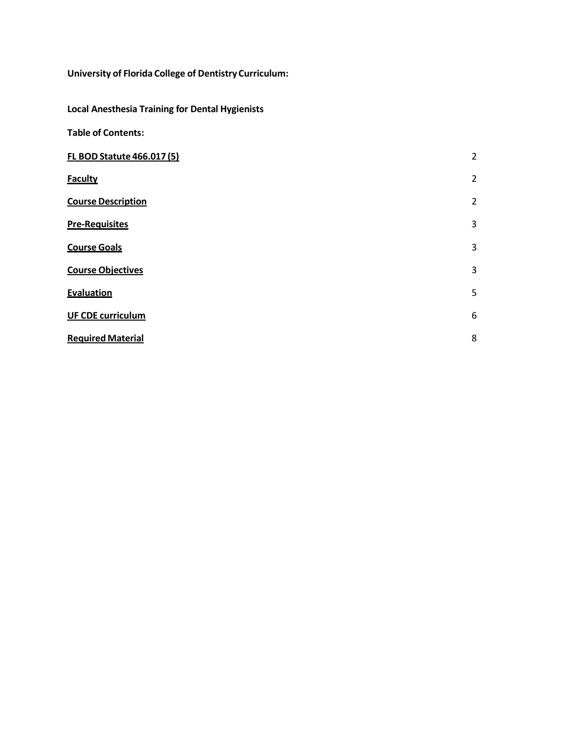**University of Florida College of Dentistry Curriculum:**

**Local Anesthesia Training for Dental Hygienists**

**Table of Contents:**

| | |
|---|---|
| **FL BOD Statute 466.017 (5)** | 2 |
| **Faculty** | 2 |
| **Course Description** | 2 |
| **Pre-Requisites** | 3 |
| **Course Goals** | 3 |
| **Course Objectives** | 3 |
| **Evaluation** | 5 |
| **UF CDE curriculum** | 6 |
| **Required Material** | 8 |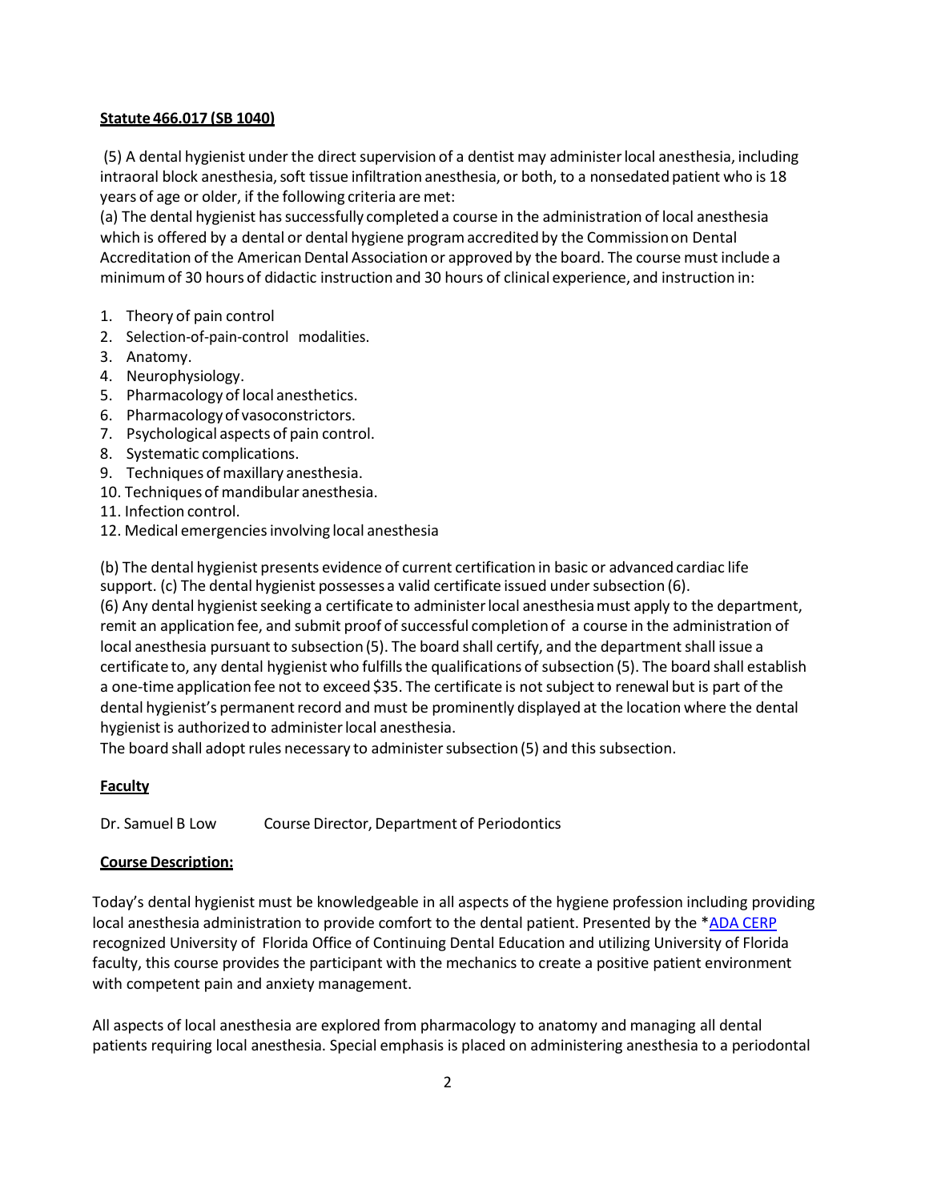**Statute 466.017 (SB 1040)**

(5) A dental hygienist under the direct supervision of a dentist may administer local anesthesia, including intraoral block anesthesia, soft tissue infiltration anesthesia, or both, to a nonsedated patient who is 18 years of age or older, if the following criteria are met:
(a) The dental hygienist has successfully completed a course in the administration of local anesthesia which is offered by a dental or dental hygiene program accredited by the Commission on Dental Accreditation of the American Dental Association or approved by the board. The course must include a minimum of 30 hours of didactic instruction and 30 hours of clinical experience, and instruction in:

1. Theory of pain control
2. Selection-of-pain-control modalities.
3. Anatomy.
4. Neurophysiology.
5. Pharmacology of local anesthetics.
6. Pharmacology of vasoconstrictors.
7. Psychological aspects of pain control.
8. Systematic complications.
9. Techniques of maxillary anesthesia.
10. Techniques of mandibular anesthesia.
11. Infection control.
12. Medical emergencies involving local anesthesia

(b) The dental hygienist presents evidence of current certification in basic or advanced cardiac life support. (c) The dental hygienist possesses a valid certificate issued under subsection (6).
(6) Any dental hygienist seeking a certificate to administer local anesthesia must apply to the department, remit an application fee, and submit proof of successful completion of a course in the administration of local anesthesia pursuant to subsection (5). The board shall certify, and the department shall issue a certificate to, any dental hygienist who fulfills the qualifications of subsection (5). The board shall establish a one-time application fee not to exceed $35. The certificate is not subject to renewal but is part of the dental hygienist's permanent record and must be prominently displayed at the location where the dental hygienist is authorized to administer local anesthesia.
The board shall adopt rules necessary to administer subsection (5) and this subsection.

**Faculty**

Dr. Samuel B Low Course Director, Department of Periodontics

**Course Description:**

Today's dental hygienist must be knowledgeable in all aspects of the hygiene profession including providing local anesthesia administration to provide comfort to the dental patient. Presented by the *ADA CERP recognized University of Florida Office of Continuing Dental Education and utilizing University of Florida faculty, this course provides the participant with the mechanics to create a positive patient environment with competent pain and anxiety management.

All aspects of local anesthesia are explored from pharmacology to anatomy and managing all dental patients requiring local anesthesia. Special emphasis is placed on administering anesthesia to a periodontal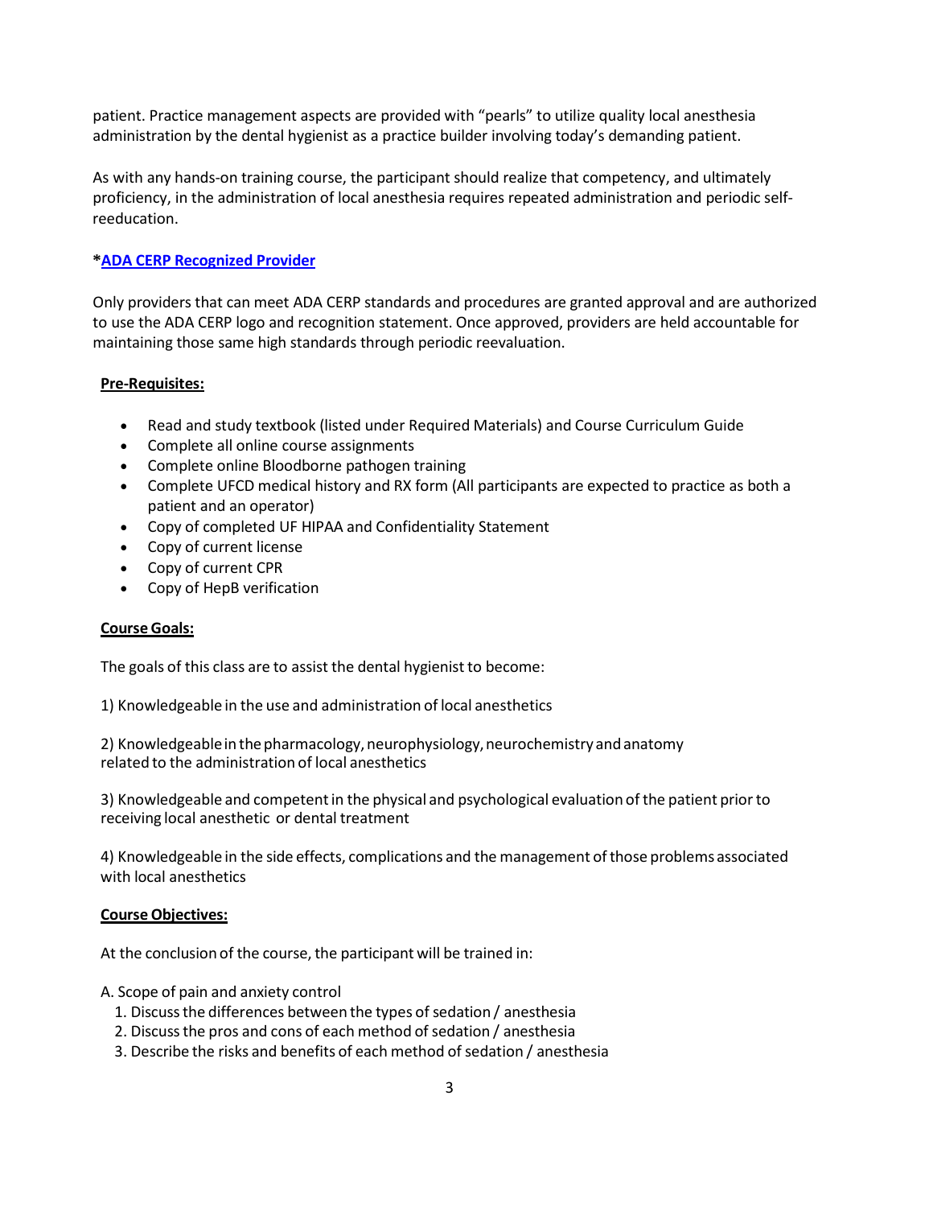patient. Practice management aspects are provided with "pearls" to utilize quality local anesthesia administration by the dental hygienist as a practice builder involving today's demanding patient.

As with any hands-on training course, the participant should realize that competency, and ultimately proficiency, in the administration of local anesthesia requires repeated administration and periodic self-reeducation.

**\*ADA CERP Recognized Provider**

Only providers that can meet ADA CERP standards and procedures are granted approval and are authorized to use the ADA CERP logo and recognition statement. Once approved, providers are held accountable for maintaining those same high standards through periodic reevaluation.

**Pre-Requisites:**

- Read and study textbook (listed under Required Materials) and Course Curriculum Guide
- Complete all online course assignments
- Complete online Bloodborne pathogen training
- Complete UFCD medical history and RX form (All participants are expected to practice as both a patient and an operator)
- Copy of completed UF HIPAA and Confidentiality Statement
- Copy of current license
- Copy of current CPR
- Copy of HepB verification

**Course Goals:**

The goals of this class are to assist the dental hygienist to become:

1) Knowledgeable in the use and administration of local anesthetics

2) Knowledgeable in the pharmacology, neurophysiology, neurochemistry and anatomy related to the administration of local anesthetics

3) Knowledgeable and competent in the physical and psychological evaluation of the patient prior to receiving local anesthetic or dental treatment

4) Knowledgeable in the side effects, complications and the management of those problems associated with local anesthetics

**Course Objectives:**

At the conclusion of the course, the participant will be trained in:

A. Scope of pain and anxiety control

1. Discuss the differences between the types of sedation / anesthesia
2. Discuss the pros and cons of each method of sedation / anesthesia
3. Describe the risks and benefits of each method of sedation / anesthesia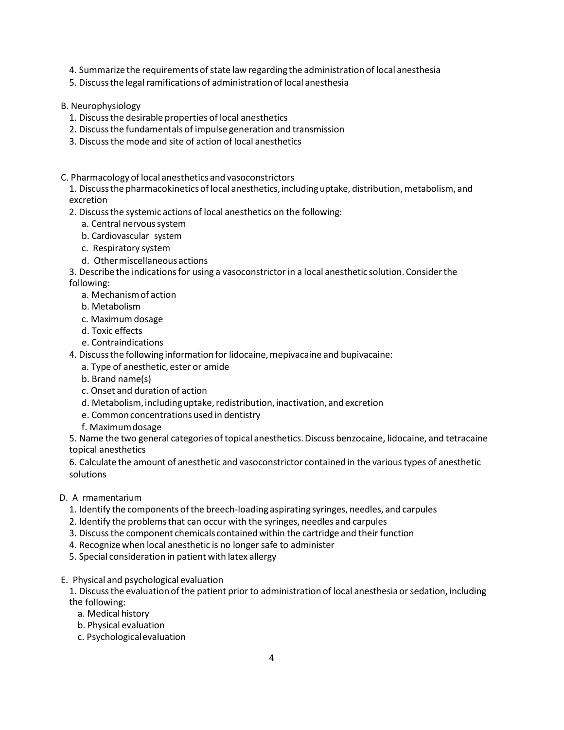4. Summarize the requirements of state law regarding the administration of local anesthesia
5. Discuss the legal ramifications of administration of local anesthesia

B. Neurophysiology

1. Discuss the desirable properties of local anesthetics
2. Discuss the fundamentals of impulse generation and transmission
3. Discuss the mode and site of action of local anesthetics

C. Pharmacology of local anesthetics and vasoconstrictors

1. Discuss the pharmacokinetics of local anesthetics, including uptake, distribution, metabolism, and excretion
2. Discuss the systemic actions of local anesthetics on the following:
   a. Central nervous system
   b. Cardiovascular system
   c. Respiratory system
   d. Other miscellaneous actions
3. Describe the indications for using a vasoconstrictor in a local anesthetic solution. Consider the following:
   a. Mechanism of action
   b. Metabolism
   c. Maximum dosage
   d. Toxic effects
   e. Contraindications
4. Discuss the following information for lidocaine, mepivacaine and bupivacaine:
   a. Type of anesthetic, ester or amide
   b. Brand name(s)
   c. Onset and duration of action
   d. Metabolism, including uptake, redistribution, inactivation, and excretion
   e. Common concentrations used in dentistry
   f. Maximum dosage
5. Name the two general categories of topical anesthetics. Discuss benzocaine, lidocaine, and tetracaine topical anesthetics
6. Calculate the amount of anesthetic and vasoconstrictor contained in the various types of anesthetic solutions

D. A rmamentarium

1. Identify the components of the breech-loading aspirating syringes, needles, and carpules
2. Identify the problems that can occur with the syringes, needles and carpules
3. Discuss the component chemicals contained within the cartridge and their function
4. Recognize when local anesthetic is no longer safe to administer
5. Special consideration in patient with latex allergy

E. Physical and psychological evaluation

1. Discuss the evaluation of the patient prior to administration of local anesthesia or sedation, including the following:
   a. Medical history
   b. Physical evaluation
   c. Psychological evaluation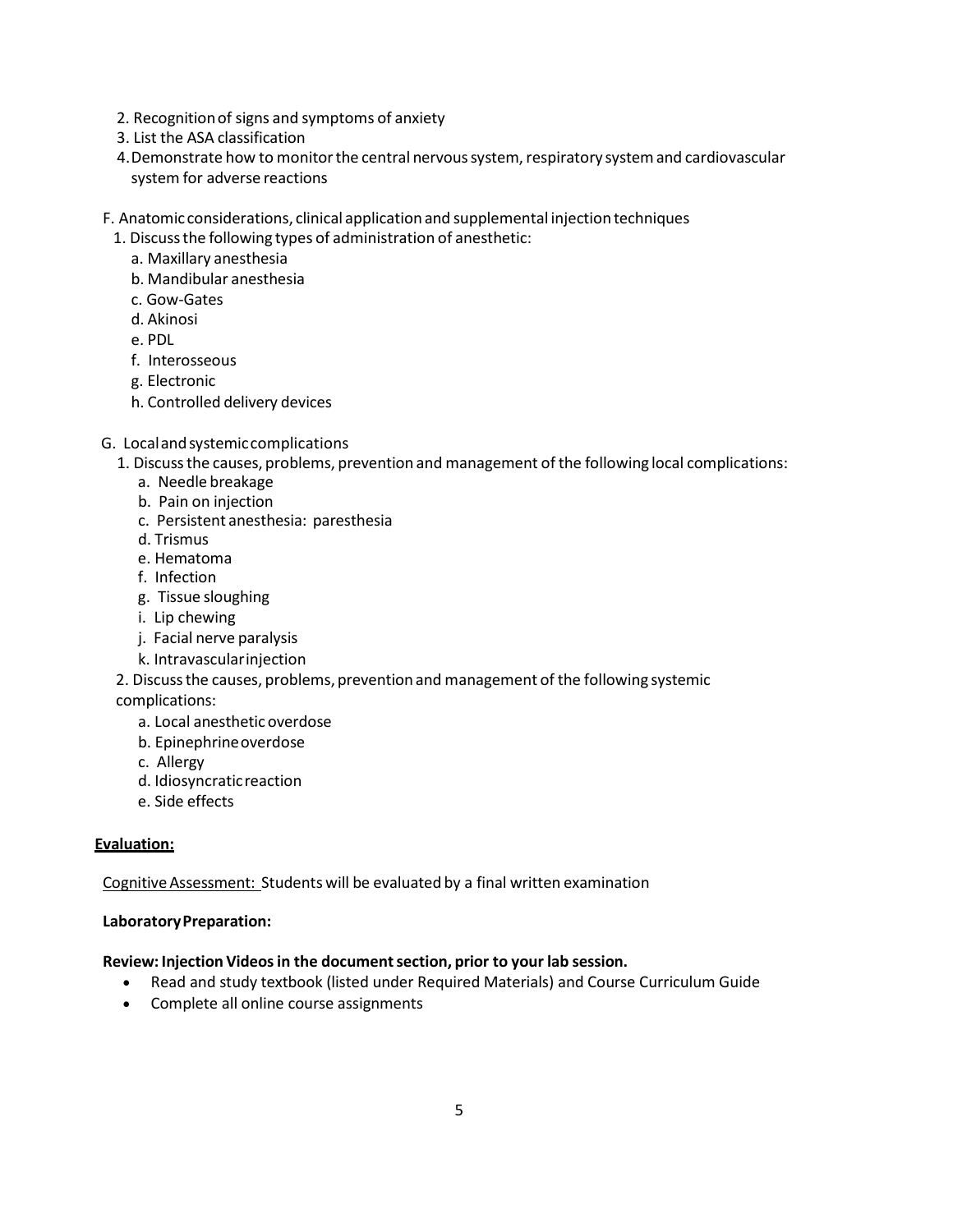2. Recognition of signs and symptoms of anxiety
3. List the ASA classification
4. Demonstrate how to monitor the central nervous system, respiratory system and cardiovascular system for adverse reactions

F. Anatomic considerations, clinical application and supplemental injection techniques

1. Discuss the following types of administration of anesthetic:
   a. Maxillary anesthesia
   b. Mandibular anesthesia
   c. Gow-Gates
   d. Akinosi
   e. PDL
   f. Interosseous
   g. Electronic
   h. Controlled delivery devices

G. Local and systemic complications

1. Discuss the causes, problems, prevention and management of the following local complications:
   a. Needle breakage
   b. Pain on injection
   c. Persistent anesthesia: paresthesia
   d. Trismus
   e. Hematoma
   f. Infection
   g. Tissue sloughing
   i. Lip chewing
   j. Facial nerve paralysis
   k. Intravascular injection
2. Discuss the causes, problems, prevention and management of the following systemic complications:
   a. Local anesthetic overdose
   b. Epinephrine overdose
   c. Allergy
   d. Idiosyncratic reaction
   e. Side effects

**<u>Evaluation:</u>**

<u>Cognitive Assessment:</u> Students will be evaluated by a final written examination

**Laboratory Preparation:**

**Review: Injection Videos in the document section, prior to your lab session.**

- Read and study textbook (listed under Required Materials) and Course Curriculum Guide
- Complete all online course assignments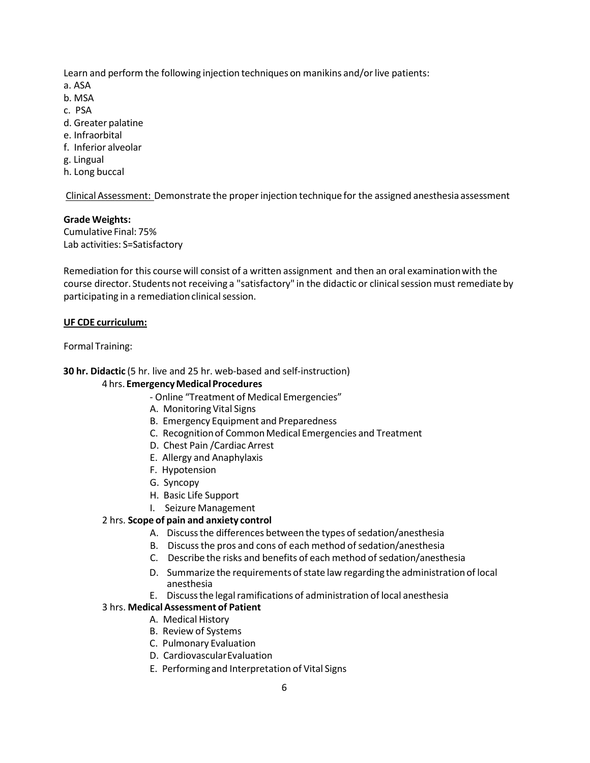Learn and perform the following injection techniques on manikins and/or live patients:

a. ASA
b. MSA
c. PSA
d. Greater palatine
e. Infraorbital
f. Inferior alveolar
g. Lingual
h. Long buccal

Clinical Assessment: Demonstrate the proper injection technique for the assigned anesthesia assessment

**Grade Weights:**
Cumulative Final: 75%
Lab activities: S=Satisfactory

Remediation for this course will consist of a written assignment and then an oral examination with the course director. Students not receiving a "satisfactory" in the didactic or clinical session must remediate by participating in a remediation clinical session.

**UF CDE curriculum:**

Formal Training:

**30 hr. Didactic** (5 hr. live and 25 hr. web-based and self-instruction)

4 hrs. **Emergency Medical Procedures**

- Online "Treatment of Medical Emergencies"

A. Monitoring Vital Signs
B. Emergency Equipment and Preparedness
C. Recognition of Common Medical Emergencies and Treatment
D. Chest Pain /Cardiac Arrest
E. Allergy and Anaphylaxis
F. Hypotension
G. Syncopy
H. Basic Life Support
I. Seizure Management

2 hrs. **Scope of pain and anxiety control**

A. Discuss the differences between the types of sedation/anesthesia
B. Discuss the pros and cons of each method of sedation/anesthesia
C. Describe the risks and benefits of each method of sedation/anesthesia
D. Summarize the requirements of state law regarding the administration of local anesthesia
E. Discuss the legal ramifications of administration of local anesthesia

3 hrs. **Medical Assessment of Patient**

A. Medical History
B. Review of Systems
C. Pulmonary Evaluation
D. Cardiovascular Evaluation
E. Performing and Interpretation of Vital Signs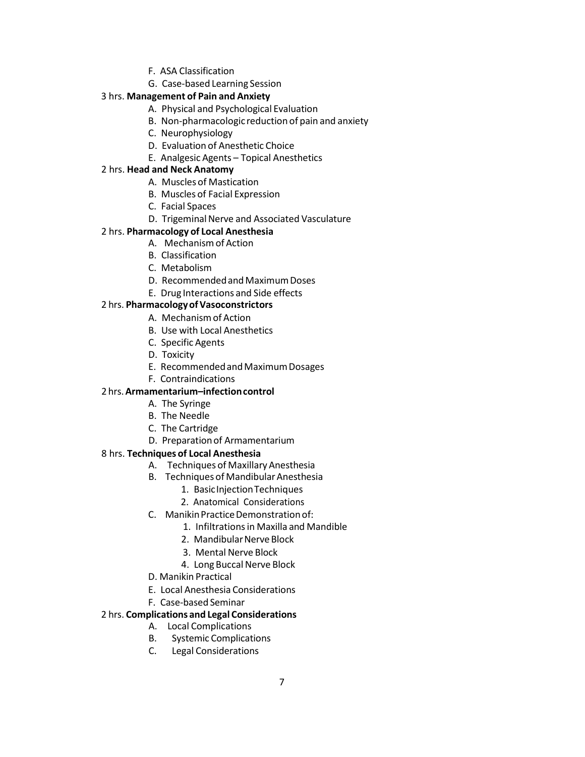F. ASA Classification
G. Case-based Learning Session

3 hrs. **Management of Pain and Anxiety**

A. Physical and Psychological Evaluation
B. Non-pharmacologic reduction of pain and anxiety
C. Neurophysiology
D. Evaluation of Anesthetic Choice
E. Analgesic Agents – Topical Anesthetics

2 hrs. **Head and Neck Anatomy**

A. Muscles of Mastication
B. Muscles of Facial Expression
C. Facial Spaces
D. Trigeminal Nerve and Associated Vasculature

2 hrs. **Pharmacology of Local Anesthesia**

A. Mechanism of Action
B. Classification
C. Metabolism
D. Recommended and Maximum Doses
E. Drug Interactions and Side effects

2 hrs. **Pharmacology of Vasoconstrictors**

A. Mechanism of Action
B. Use with Local Anesthetics
C. Specific Agents
D. Toxicity
E. Recommended and Maximum Dosages
F. Contraindications

2 hrs. **Armamentarium–infection control**

A. The Syringe
B. The Needle
C. The Cartridge
D. Preparation of Armamentarium

8 hrs. **Techniques of Local Anesthesia**

A. Techniques of Maxillary Anesthesia
B. Techniques of Mandibular Anesthesia
   1. Basic Injection Techniques
   2. Anatomical Considerations
C. Manikin Practice Demonstration of:
   1. Infiltrations in Maxilla and Mandible
   2. Mandibular Nerve Block
   3. Mental Nerve Block
   4. Long Buccal Nerve Block
D. Manikin Practical
E. Local Anesthesia Considerations
F. Case-based Seminar

2 hrs. **Complications and Legal Considerations**

A. Local Complications
B. Systemic Complications
C. Legal Considerations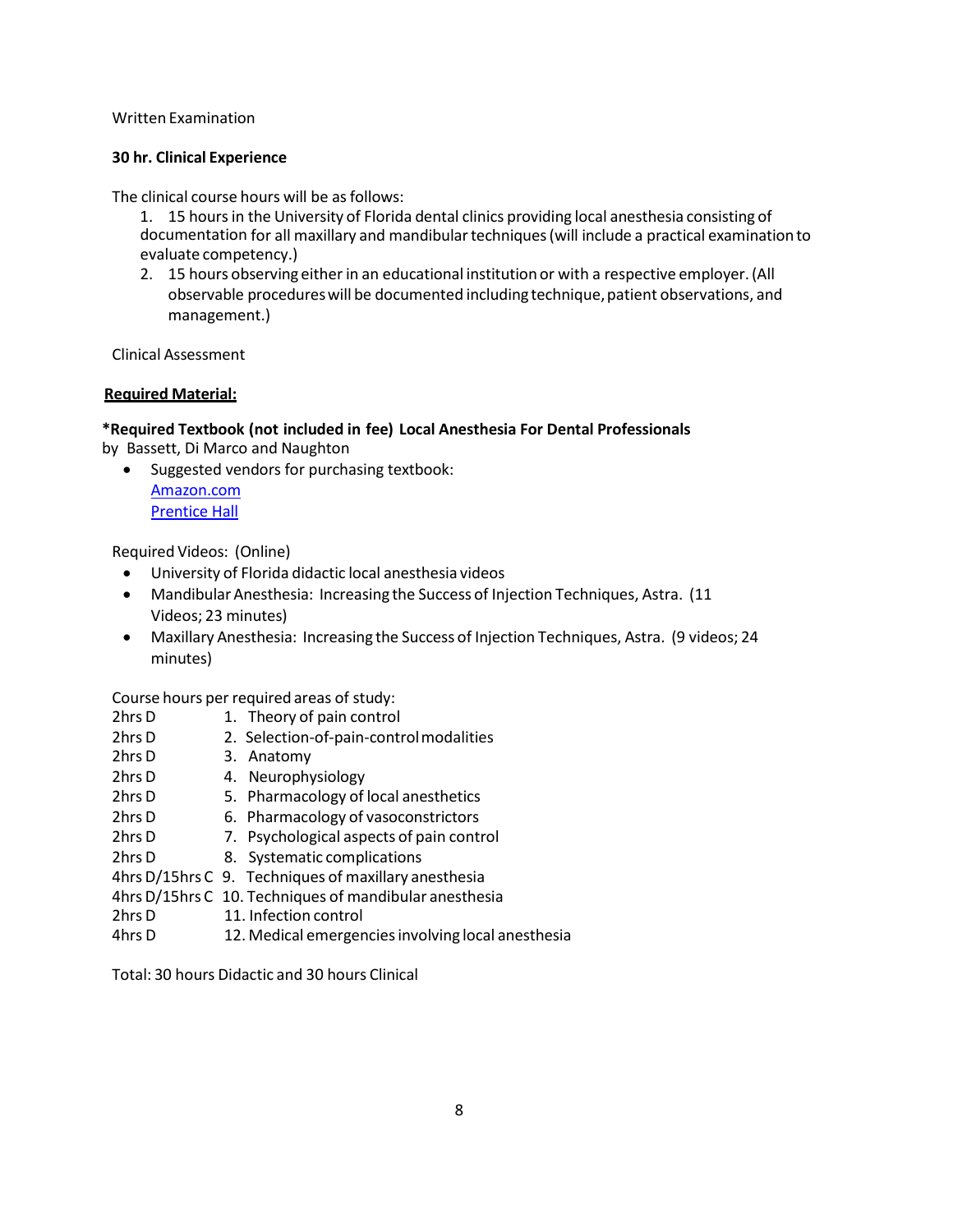Written Examination

**30 hr. Clinical Experience**

The clinical course hours will be as follows:

1. 15 hours in the University of Florida dental clinics providing local anesthesia consisting of documentation for all maxillary and mandibular techniques (will include a practical examination to evaluate competency.)
2. 15 hours observing either in an educational institution or with a respective employer. (All observable procedures will be documented including technique, patient observations, and management.)

Clinical Assessment

**Required Material:**

***Required Textbook (not included in fee) Local Anesthesia For Dental Professionals**
by Bassett, Di Marco and Naughton

- Suggested vendors for purchasing textbook:
  Amazon.com
  Prentice Hall

Required Videos: (Online)

- University of Florida didactic local anesthesia videos
- Mandibular Anesthesia: Increasing the Success of Injection Techniques, Astra. (11 Videos; 23 minutes)
- Maxillary Anesthesia: Increasing the Success of Injection Techniques, Astra. (9 videos; 24 minutes)

Course hours per required areas of study:

| | |
|---|---|
| 2hrs D | 1. Theory of pain control |
| 2hrs D | 2. Selection-of-pain-control modalities |
| 2hrs D | 3. Anatomy |
| 2hrs D | 4. Neurophysiology |
| 2hrs D | 5. Pharmacology of local anesthetics |
| 2hrs D | 6. Pharmacology of vasoconstrictors |
| 2hrs D | 7. Psychological aspects of pain control |
| 2hrs D | 8. Systematic complications |
| 4hrs D/15hrs C | 9. Techniques of maxillary anesthesia |
| 4hrs D/15hrs C | 10. Techniques of mandibular anesthesia |
| 2hrs D | 11. Infection control |
| 4hrs D | 12. Medical emergencies involving local anesthesia |

Total: 30 hours Didactic and 30 hours Clinical